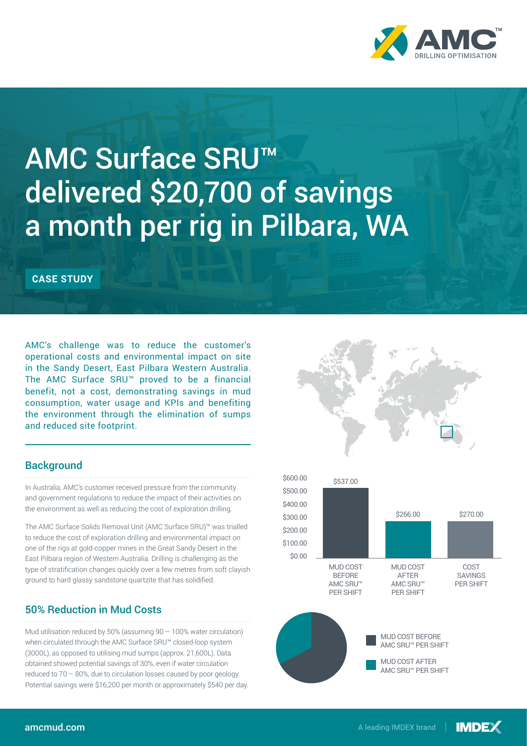# AMC Surface SRU™ delivered $20,700 of savings a month per rig in Pilbara, WA

**CASE STUDY**

AMC's challenge was to reduce the customer's operational costs and environmental impact on site in the Sandy Desert, East Pilbara Western Australia. The AMC Surface SRU™ proved to be a financial benefit, not a cost, demonstrating savings in mud consumption, water usage and KPIs and benefiting the environment through the elimination of sumps and reduced site footprint.

## Background

In Australia, AMC's customer received pressure from the community and government regulations to reduce the impact of their activities on the environment as well as reducing the cost of exploration drilling.

The AMC Surface Solids Removal Unit (AMC Surface SRU)™ was trialled to reduce the cost of exploration drilling and environmental impact on one of the rigs at gold-copper mines in the Great Sandy Desert in the East Pilbara region of Western Australia. Drilling is challenging as the type of stratification changes quickly over a few metres from soft clayish ground to hard glassy sandstone quartzite that has solidified.

## 50% Reduction in Mud Costs

Mud utilisation reduced by 50% (assuming 90 – 100% water circulation) when circulated through the AMC Surface SRU™ closed-loop system (3000L), as opposed to utilising mud sumps (approx. 21,600L). Data obtained showed potential savings of 30%, even if water circulation reduced to 70 – 80%, due to circulation losses caused by poor geology. Potential savings were $16,200 per month or approximately $540 per day.

| MUD COST BEFORE AMC SRU™ PER SHIFT | MUD COST AFTER AMC SRU™ PER SHIFT | COST SAVINGS PER SHIFT |
| --- | --- | --- |
| $537.00 | $266.00 | $270.00 |

- MUD COST BEFORE AMC SRU™ PER SHIFT
- MUD COST AFTER AMC SRU™ PER SHIFT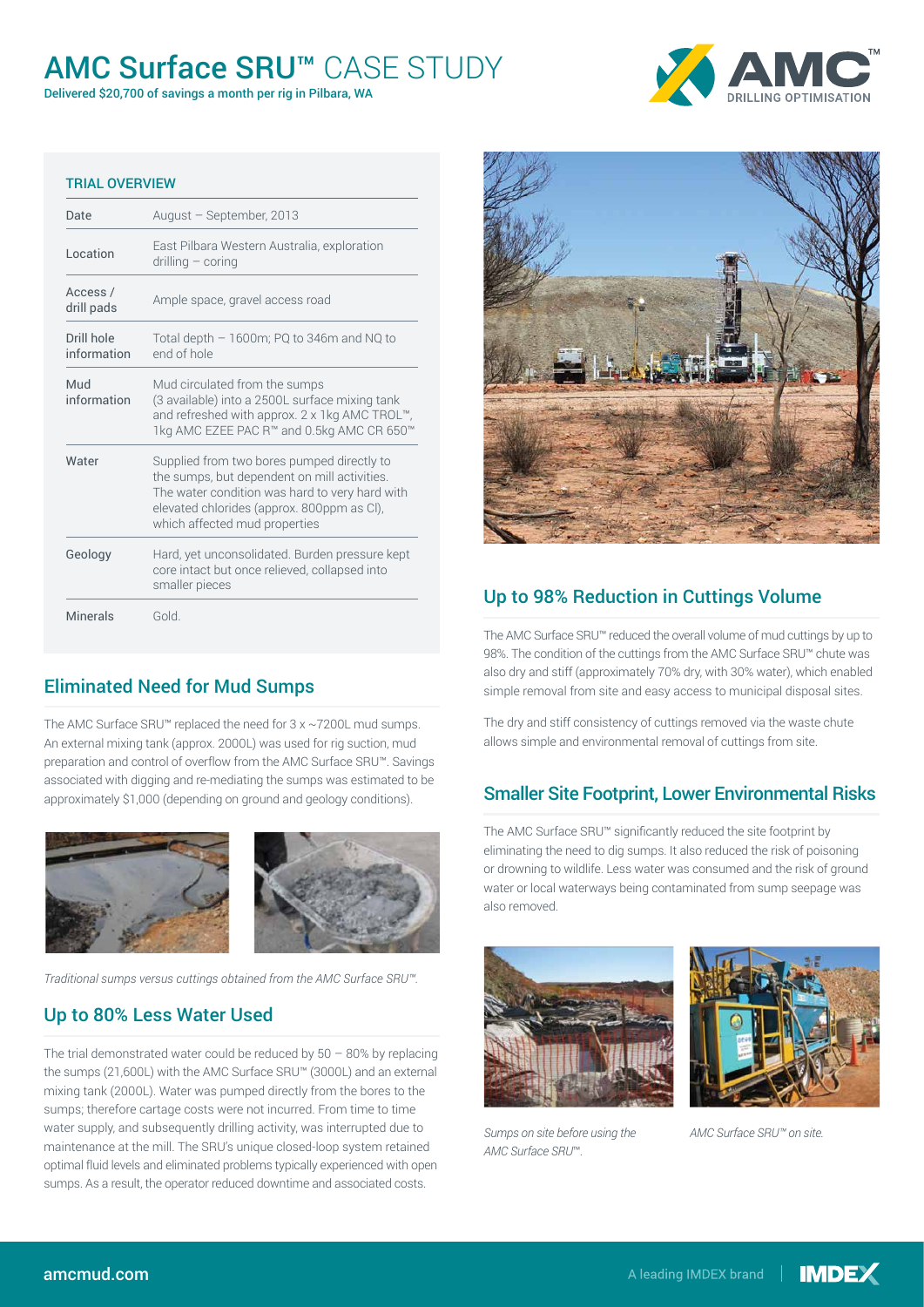# AMC Surface SRU™ CASE STUDY

Delivered $20,700 of savings a month per rig in Pilbara, WA

### TRIAL OVERVIEW

| | |
|---|---|
| Date | August – September, 2013 |
| Location | East Pilbara Western Australia, exploration drilling – coring |
| Access / drill pads | Ample space, gravel access road |
| Drill hole information | Total depth – 1600m; PQ to 346m and NQ to end of hole |
| Mud information | Mud circulated from the sumps (3 available) into a 2500L surface mixing tank and refreshed with approx. 2 x 1kg AMC TROL™, 1kg AMC EZEE PAC R™ and 0.5kg AMC CR 650™ |
| Water | Supplied from two bores pumped directly to the sumps, but dependent on mill activities. The water condition was hard to very hard with elevated chlorides (approx. 800ppm as Cl), which affected mud properties |
| Geology | Hard, yet unconsolidated. Burden pressure kept core intact but once relieved, collapsed into smaller pieces |
| Minerals | Gold. |

## Eliminated Need for Mud Sumps

The AMC Surface SRU™ replaced the need for 3 x ~7200L mud sumps. An external mixing tank (approx. 2000L) was used for rig suction, mud preparation and control of overflow from the AMC Surface SRU™. Savings associated with digging and re-mediating the sumps was estimated to be approximately $1,000 (depending on ground and geology conditions).

*Traditional sumps versus cuttings obtained from the AMC Surface SRU™.*

## Up to 80% Less Water Used

The trial demonstrated water could be reduced by 50 – 80% by replacing the sumps (21,600L) with the AMC Surface SRU™ (3000L) and an external mixing tank (2000L). Water was pumped directly from the bores to the sumps; therefore cartage costs were not incurred. From time to time water supply, and subsequently drilling activity, was interrupted due to maintenance at the mill. The SRU's unique closed-loop system retained optimal fluid levels and eliminated problems typically experienced with open sumps. As a result, the operator reduced downtime and associated costs.

## Up to 98% Reduction in Cuttings Volume

The AMC Surface SRU™ reduced the overall volume of mud cuttings by up to 98%. The condition of the cuttings from the AMC Surface SRU™ chute was also dry and stiff (approximately 70% dry, with 30% water), which enabled simple removal from site and easy access to municipal disposal sites.

The dry and stiff consistency of cuttings removed via the waste chute allows simple and environmental removal of cuttings from site.

## Smaller Site Footprint, Lower Environmental Risks

The AMC Surface SRU™ significantly reduced the site footprint by eliminating the need to dig sumps. It also reduced the risk of poisoning or drowning to wildlife. Less water was consumed and the risk of ground water or local waterways being contaminated from sump seepage was also removed.

*Sumps on site before using the AMC Surface SRU™.*

*AMC Surface SRU™ on site.*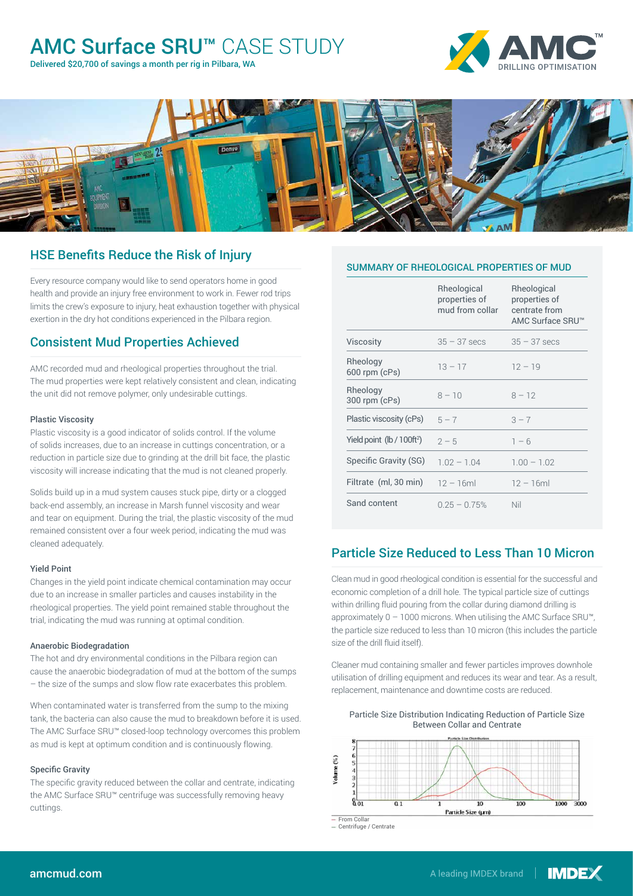# AMC Surface SRU™ CASE STUDY

Delivered $20,700 of savings a month per rig in Pilbara, WA

## HSE Benefits Reduce the Risk of Injury

Every resource company would like to send operators home in good health and provide an injury free environment to work in. Fewer rod trips limits the crew's exposure to injury, heat exhaustion together with physical exertion in the dry hot conditions experienced in the Pilbara region.

## Consistent Mud Properties Achieved

AMC recorded mud and rheological properties throughout the trial. The mud properties were kept relatively consistent and clean, indicating the unit did not remove polymer, only undesirable cuttings.

#### Plastic Viscosity

Plastic viscosity is a good indicator of solids control. If the volume of solids increases, due to an increase in cuttings concentration, or a reduction in particle size due to grinding at the drill bit face, the plastic viscosity will increase indicating that the mud is not cleaned properly.

Solids build up in a mud system causes stuck pipe, dirty or a clogged back-end assembly, an increase in Marsh funnel viscosity and wear and tear on equipment. During the trial, the plastic viscosity of the mud remained consistent over a four week period, indicating the mud was cleaned adequately.

#### Yield Point

Changes in the yield point indicate chemical contamination may occur due to an increase in smaller particles and causes instability in the rheological properties. The yield point remained stable throughout the trial, indicating the mud was running at optimal condition.

#### Anaerobic Biodegradation

The hot and dry environmental conditions in the Pilbara region can cause the anaerobic biodegradation of mud at the bottom of the sumps – the size of the sumps and slow flow rate exacerbates this problem.

When contaminated water is transferred from the sump to the mixing tank, the bacteria can also cause the mud to breakdown before it is used. The AMC Surface SRU™ closed-loop technology overcomes this problem as mud is kept at optimum condition and is continuously flowing.

#### Specific Gravity

The specific gravity reduced between the collar and centrate, indicating the AMC Surface SRU™ centrifuge was successfully removing heavy cuttings.

### SUMMARY OF RHEOLOGICAL PROPERTIES OF MUD

| | Rheological properties of mud from collar | Rheological properties of centrate from AMC Surface SRU™ |
|---|---|---|
| Viscosity | 35 – 37 secs | 35 – 37 secs |
| Rheology 600 rpm (cPs) | 13 – 17 | 12 – 19 |
| Rheology 300 rpm (cPs) | 8 – 10 | 8 – 12 |
| Plastic viscosity (cPs) | 5 – 7 | 3 – 7 |
| Yield point (lb / 100ft$^2$) | 2 – 5 | 1 – 6 |
| Specific Gravity (SG) | 1.02 – 1.04 | 1.00 – 1.02 |
| Filtrate (ml, 30 min) | 12 – 16ml | 12 – 16ml |
| Sand content | 0.25 – 0.75% | Nil |

## Particle Size Reduced to Less Than 10 Micron

Clean mud in good rheological condition is essential for the successful and economic completion of a drill hole. The typical particle size of cuttings within drilling fluid pouring from the collar during diamond drilling is approximately 0 – 1000 microns. When utilising the AMC Surface SRU™, the particle size reduced to less than 10 micron (this includes the particle size of the drill fluid itself).

Cleaner mud containing smaller and fewer particles improves downhole utilisation of drilling equipment and reduces its wear and tear. As a result, replacement, maintenance and downtime costs are reduced.

Particle Size Distribution Indicating Reduction of Particle Size Between Collar and Centrate

— From Collar
— Centrifuge / Centrate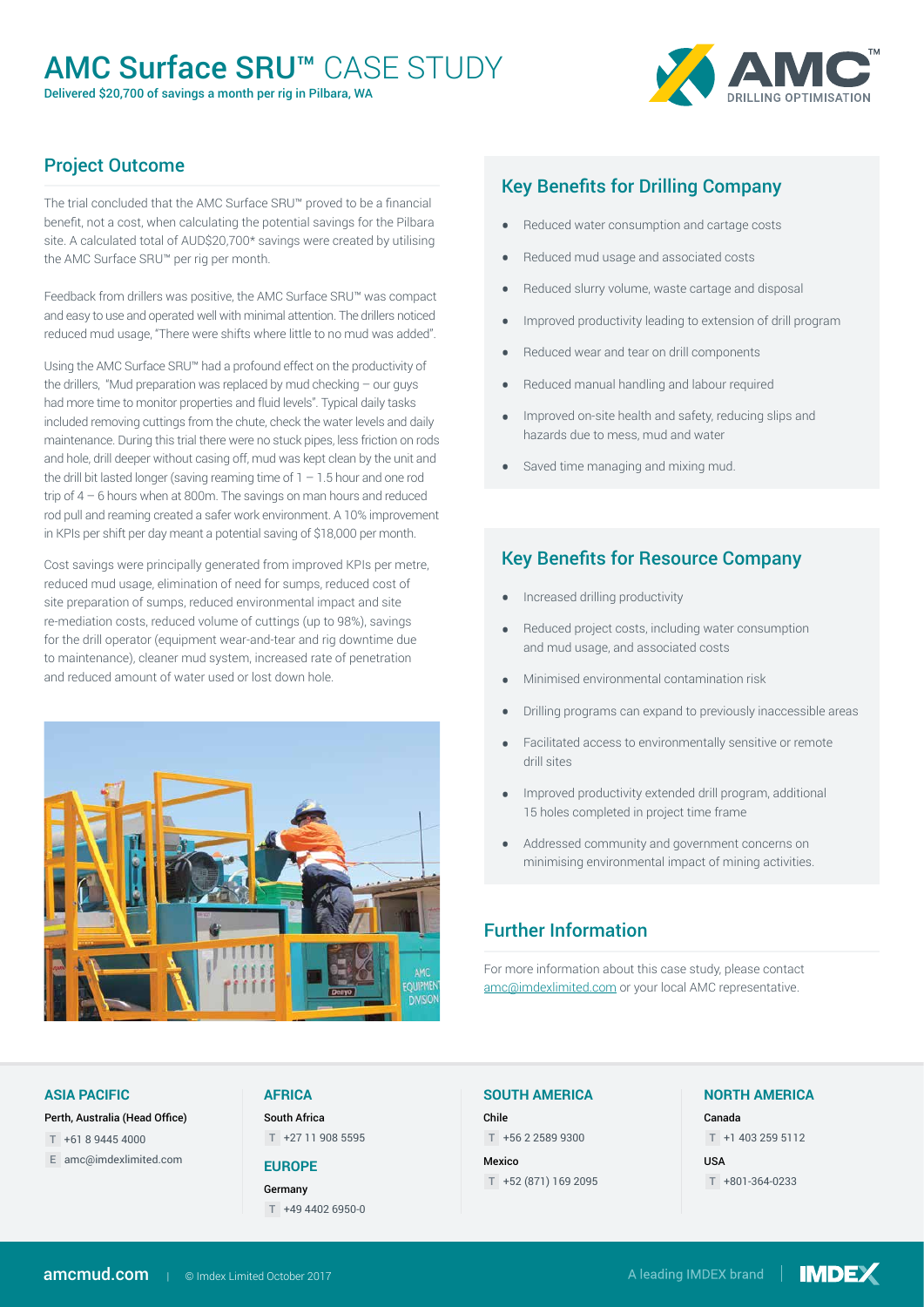# AMC Surface SRU™ CASE STUDY

**Delivered $20,700 of savings a month per rig in Pilbara, WA**

## Project Outcome

The trial concluded that the AMC Surface SRU™ proved to be a financial benefit, not a cost, when calculating the potential savings for the Pilbara site. A calculated total of AUD$20,700* savings were created by utilising the AMC Surface SRU™ per rig per month.

Feedback from drillers was positive, the AMC Surface SRU™ was compact and easy to use and operated well with minimal attention. The drillers noticed reduced mud usage, "There were shifts where little to no mud was added".

Using the AMC Surface SRU™ had a profound effect on the productivity of the drillers, "Mud preparation was replaced by mud checking – our guys had more time to monitor properties and fluid levels". Typical daily tasks included removing cuttings from the chute, check the water levels and daily maintenance. During this trial there were no stuck pipes, less friction on rods and hole, drill deeper without casing off, mud was kept clean by the unit and the drill bit lasted longer (saving reaming time of 1 – 1.5 hour and one rod trip of 4 – 6 hours when at 800m. The savings on man hours and reduced rod pull and reaming created a safer work environment. A 10% improvement in KPIs per shift per day meant a potential saving of $18,000 per month.

Cost savings were principally generated from improved KPIs per metre, reduced mud usage, elimination of need for sumps, reduced cost of site preparation of sumps, reduced environmental impact and site re-mediation costs, reduced volume of cuttings (up to 98%), savings for the drill operator (equipment wear-and-tear and rig downtime due to maintenance), cleaner mud system, increased rate of penetration and reduced amount of water used or lost down hole.

## Key Benefits for Drilling Company

- Reduced water consumption and cartage costs
- Reduced mud usage and associated costs
- Reduced slurry volume, waste cartage and disposal
- Improved productivity leading to extension of drill program
- Reduced wear and tear on drill components
- Reduced manual handling and labour required
- Improved on-site health and safety, reducing slips and hazards due to mess, mud and water
- Saved time managing and mixing mud.

## Key Benefits for Resource Company

- Increased drilling productivity
- Reduced project costs, including water consumption and mud usage, and associated costs
- Minimised environmental contamination risk
- Drilling programs can expand to previously inaccessible areas
- Facilitated access to environmentally sensitive or remote drill sites
- Improved productivity extended drill program, additional 15 holes completed in project time frame
- Addressed community and government concerns on minimising environmental impact of mining activities.

## Further Information

For more information about this case study, please contact amc@imdexlimited.com or your local AMC representative.

**ASIA PACIFIC**

Perth, Australia (Head Office)
T +61 8 9445 4000
E amc@imdexlimited.com

**AFRICA**

South Africa
T +27 11 908 5595

**EUROPE**

Germany
T +49 4402 6950-0

**SOUTH AMERICA**

Chile
T +56 2 2589 9300

Mexico
T +52 (871) 169 2095

**NORTH AMERICA**

Canada
T +1 403 259 5112

USA
T +801-364-0233

**amcmud.com** | © Imdex Limited October 2017

A leading IMDEX brand